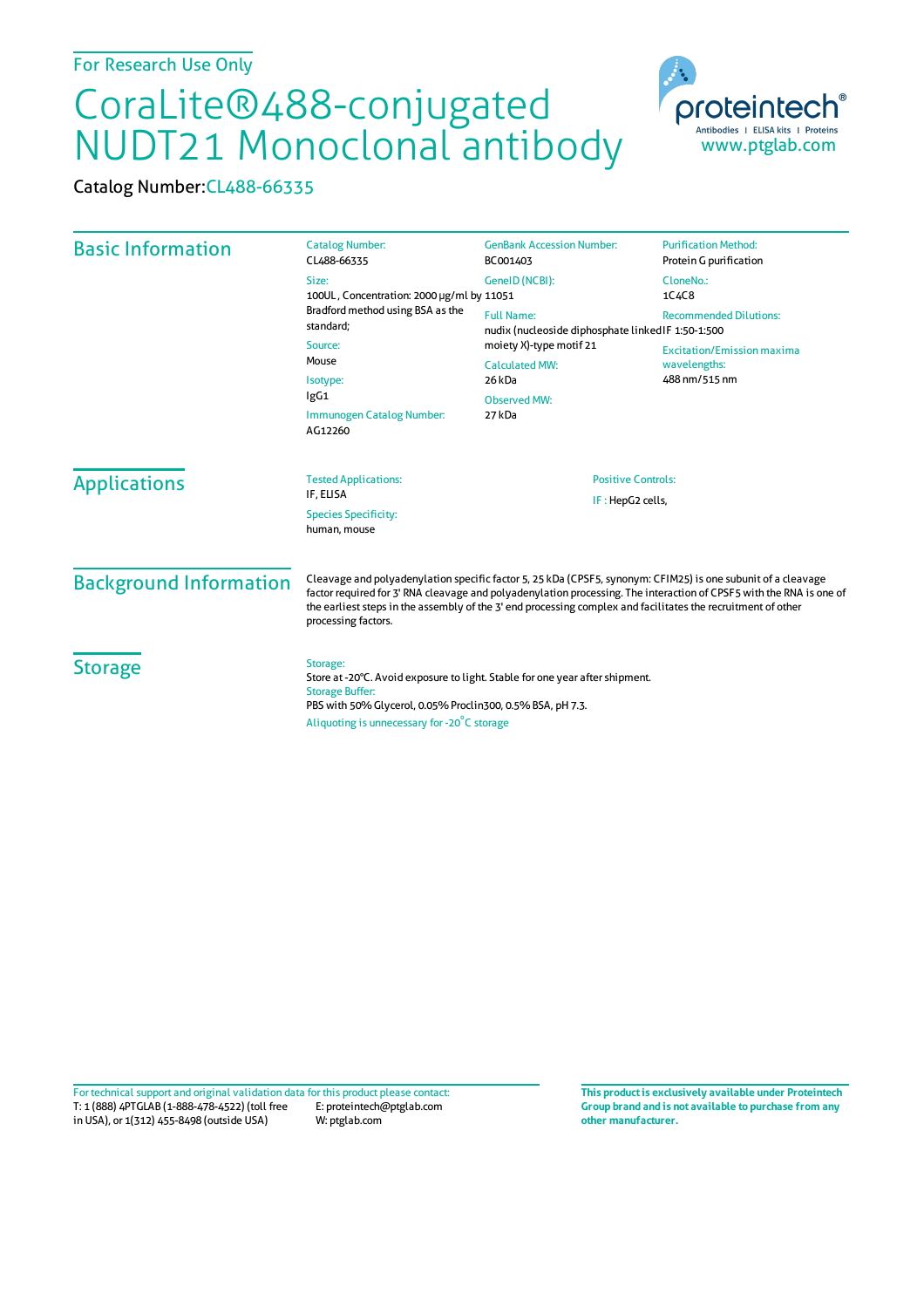For Research Use Only

# CoraLite®488-conjugated NUDT21 Monoclonal antibody

Catalog Number: CL488-66335

## Basic Information

Catalog Number:
CL488-66335

Size:
100UL , Concentration: 2000 μg/ml by Bradford method using BSA as the standard;

Source:
Mouse

Isotype:
IgG1

Immunogen Catalog Number:
AG12260

GenBank Accession Number:
BC001403

GeneID (NCBI):
11051

Full Name:
nudix (nucleoside diphosphate linked moiety X)-type motif 21

Calculated MW:
26 kDa

Observed MW:
27 kDa

Purification Method:
Protein G purification

CloneNo.:
1C4C8

Recommended Dilutions:
IF 1:50-1:500

Excitation/Emission maxima wavelengths:
488 nm/515 nm

## Applications

Tested Applications:
IF, ELISA

Species Specificity:
human, mouse

Positive Controls:
IF : HepG2 cells,

## Background Information

Cleavage and polyadenylation specific factor 5, 25 kDa (CPSF5, synonym: CFIM25) is one subunit of a cleavage factor required for 3' RNA cleavage and polyadenylation processing. The interaction of CPSF5 with the RNA is one of the earliest steps in the assembly of the 3' end processing complex and facilitates the recruitment of other processing factors.

## Storage

Storage:
Store at -20°C. Avoid exposure to light. Stable for one year after shipment.

Storage Buffer:
PBS with 50% Glycerol, 0.05% Proclin300, 0.5% BSA, pH 7.3.

Aliquoting is unnecessary for -20°C storage

For technical support and original validation data for this product please contact:
T: 1 (888) 4PTGLAB (1-888-478-4522) (toll free in USA), or 1(312) 455-8498 (outside USA)
E: proteintech@ptglab.com
W: ptglab.com

**This product is exclusively available under Proteintech Group brand and is not available to purchase from any other manufacturer.**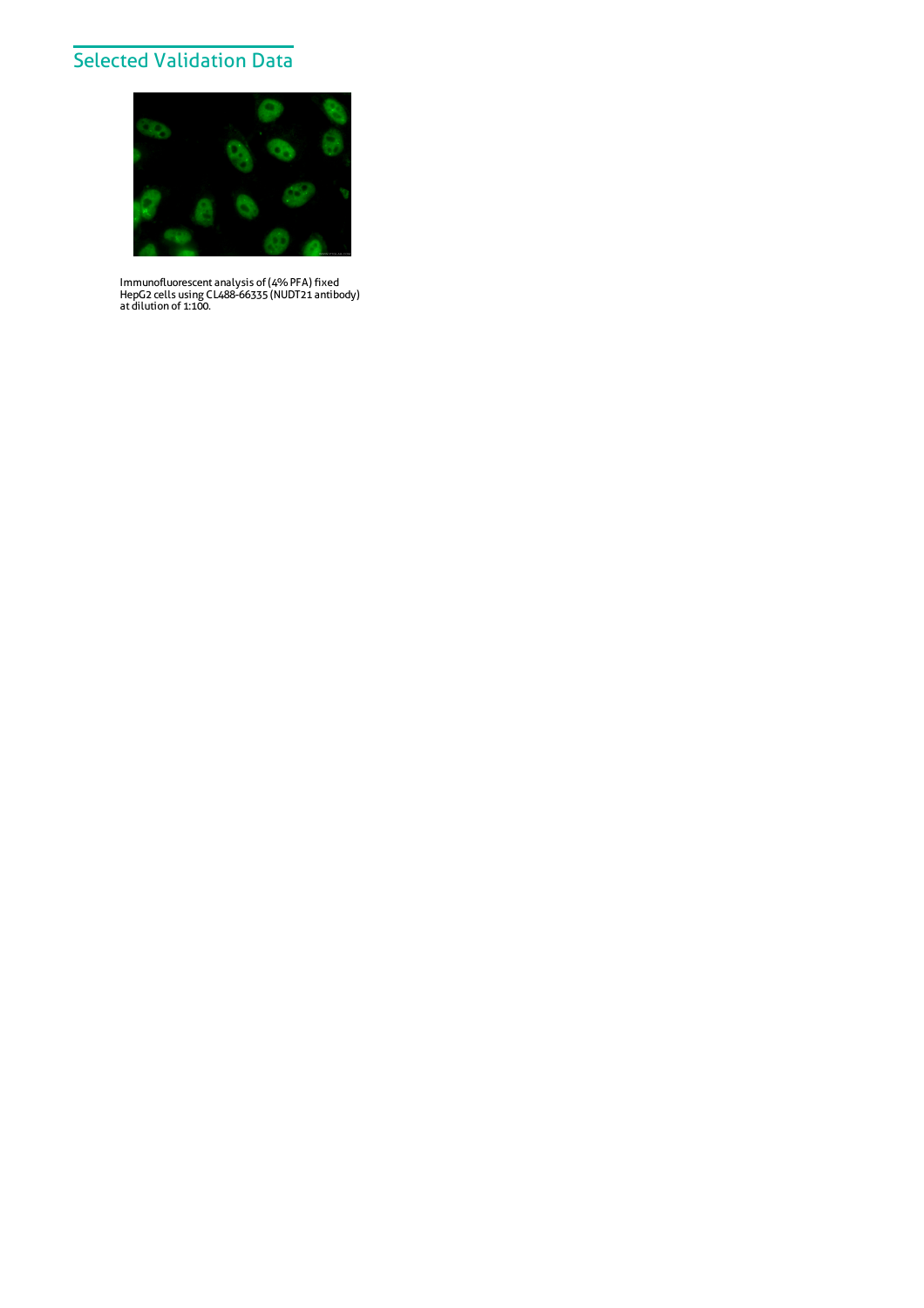## Selected Validation Data

Immunofluorescent analysis of (4% PFA) fixed HepG2 cells using CL488-66335 (NUDT21 antibody) at dilution of 1:100.